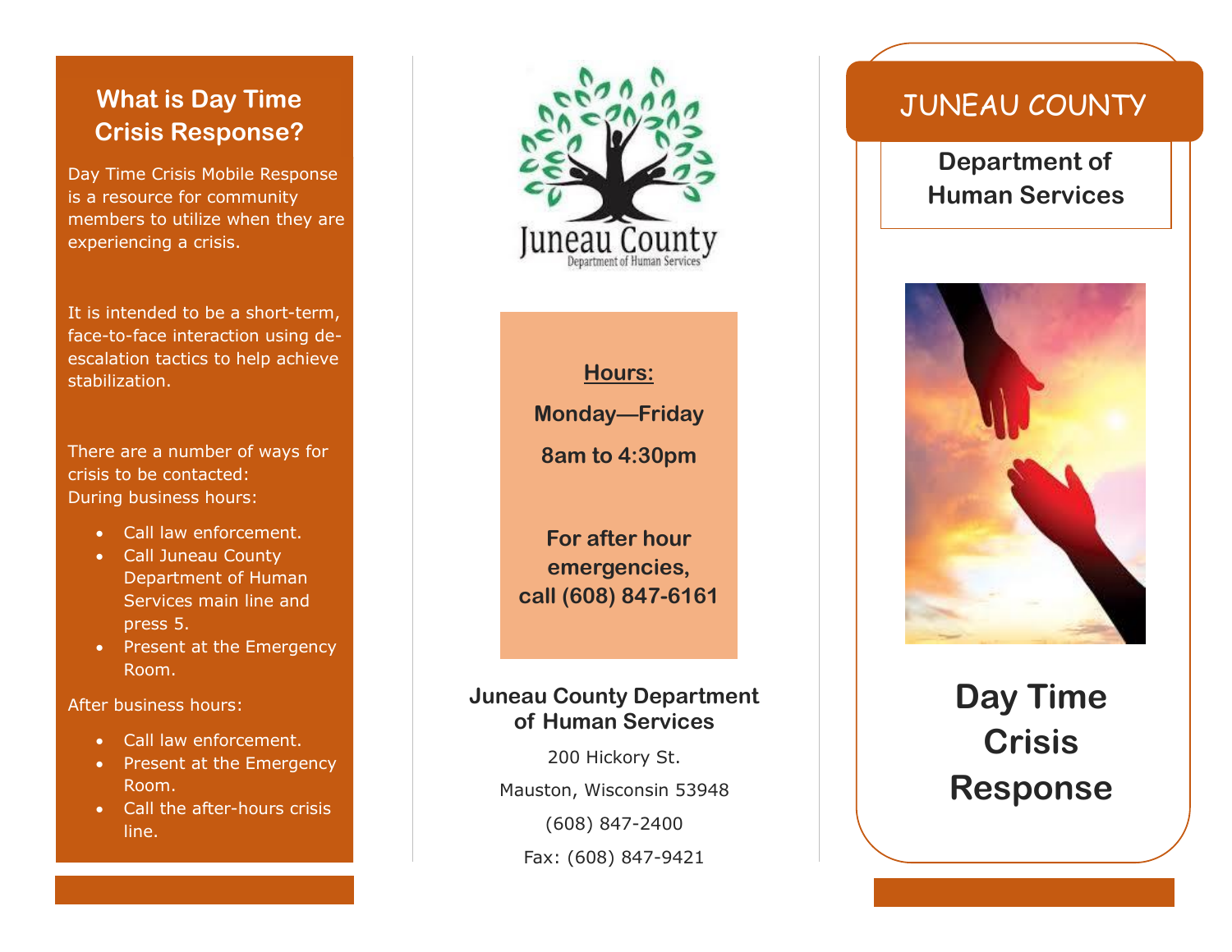## What is Day Time Crisis Response?

Day Time Crisis Mobile Response is a resource for community members to utilize when they are experiencing a crisis.

It is intended to be a short-term, face-to-face interaction using de-escalation tactics to help achieve stabilization.

There are a number of ways for crisis to be contacted:
During business hours:

- Call law enforcement.
- Call Juneau County Department of Human Services main line and press 5.
- Present at the Emergency Room.

After business hours:

- Call law enforcement.
- Present at the Emergency Room.
- Call the after-hours crisis line.

Juneau County
Department of Human Services

**Hours:**

**Monday—Friday**

**8am to 4:30pm**

**For after hour emergencies, call (608) 847-6161**

**Juneau County Department of Human Services**

200 Hickory St.

Mauston, Wisconsin 53948

(608) 847-2400

Fax: (608) 847-9421

# JUNEAU COUNTY

**Department of Human Services**

# Day Time Crisis Response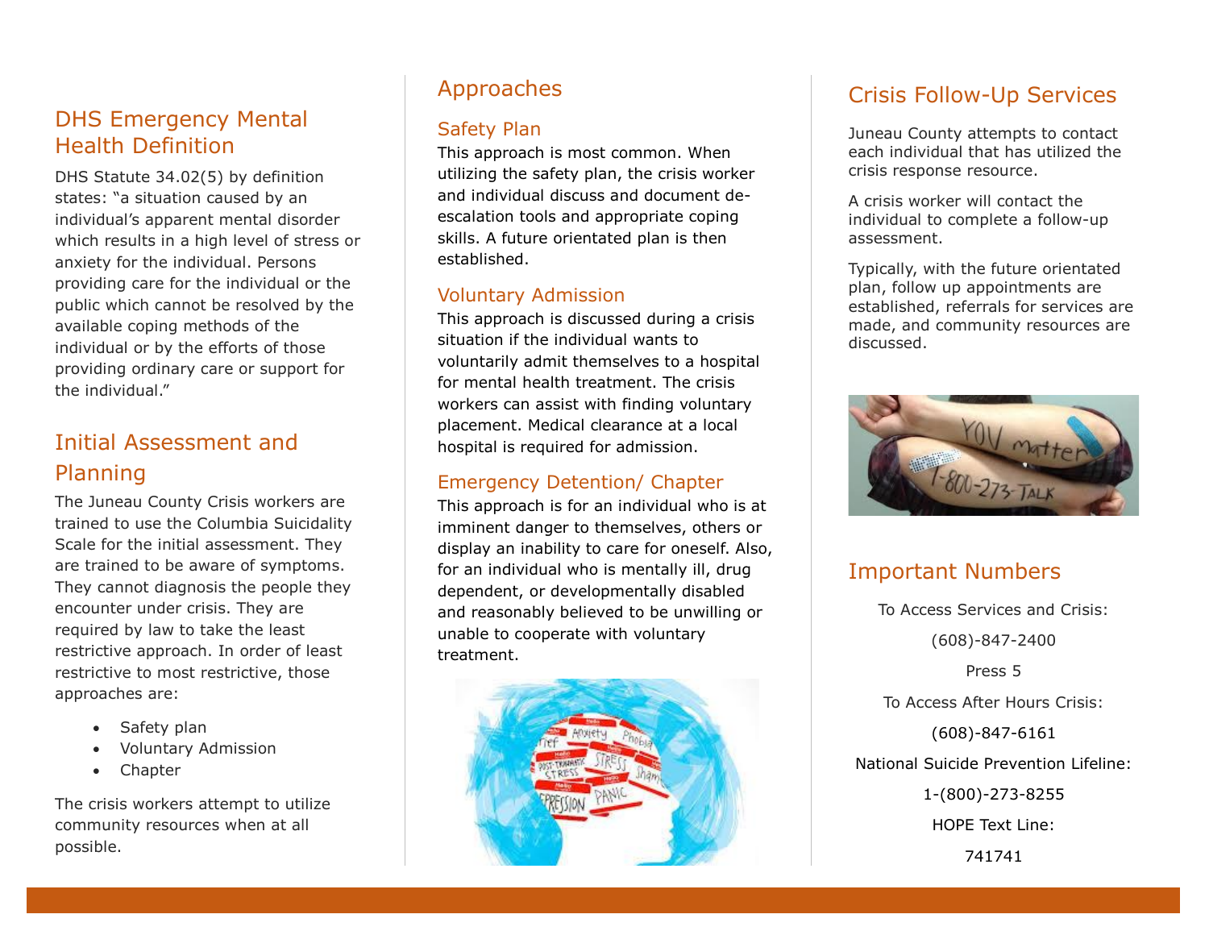## DHS Emergency Mental Health Definition

DHS Statute 34.02(5) by definition states: "a situation caused by an individual's apparent mental disorder which results in a high level of stress or anxiety for the individual. Persons providing care for the individual or the public which cannot be resolved by the available coping methods of the individual or by the efforts of those providing ordinary care or support for the individual."

## Initial Assessment and Planning

The Juneau County Crisis workers are trained to use the Columbia Suicidality Scale for the initial assessment. They are trained to be aware of symptoms. They cannot diagnosis the people they encounter under crisis. They are required by law to take the least restrictive approach. In order of least restrictive to most restrictive, those approaches are:

- Safety plan
- Voluntary Admission
- Chapter

The crisis workers attempt to utilize community resources when at all possible.

## Approaches

### Safety Plan

This approach is most common. When utilizing the safety plan, the crisis worker and individual discuss and document de-escalation tools and appropriate coping skills. A future orientated plan is then established.

### Voluntary Admission

This approach is discussed during a crisis situation if the individual wants to voluntarily admit themselves to a hospital for mental health treatment. The crisis workers can assist with finding voluntary placement. Medical clearance at a local hospital is required for admission.

### Emergency Detention/ Chapter

This approach is for an individual who is at imminent danger to themselves, others or display an inability to care for oneself. Also, for an individual who is mentally ill, drug dependent, or developmentally disabled and reasonably believed to be unwilling or unable to cooperate with voluntary treatment.

## Crisis Follow-Up Services

Juneau County attempts to contact each individual that has utilized the crisis response resource.

A crisis worker will contact the individual to complete a follow-up assessment.

Typically, with the future orientated plan, follow up appointments are established, referrals for services are made, and community resources are discussed.

## Important Numbers

To Access Services and Crisis:

(608)-847-2400

Press 5

To Access After Hours Crisis:

(608)-847-6161

National Suicide Prevention Lifeline:

1-(800)-273-8255

HOPE Text Line:

741741